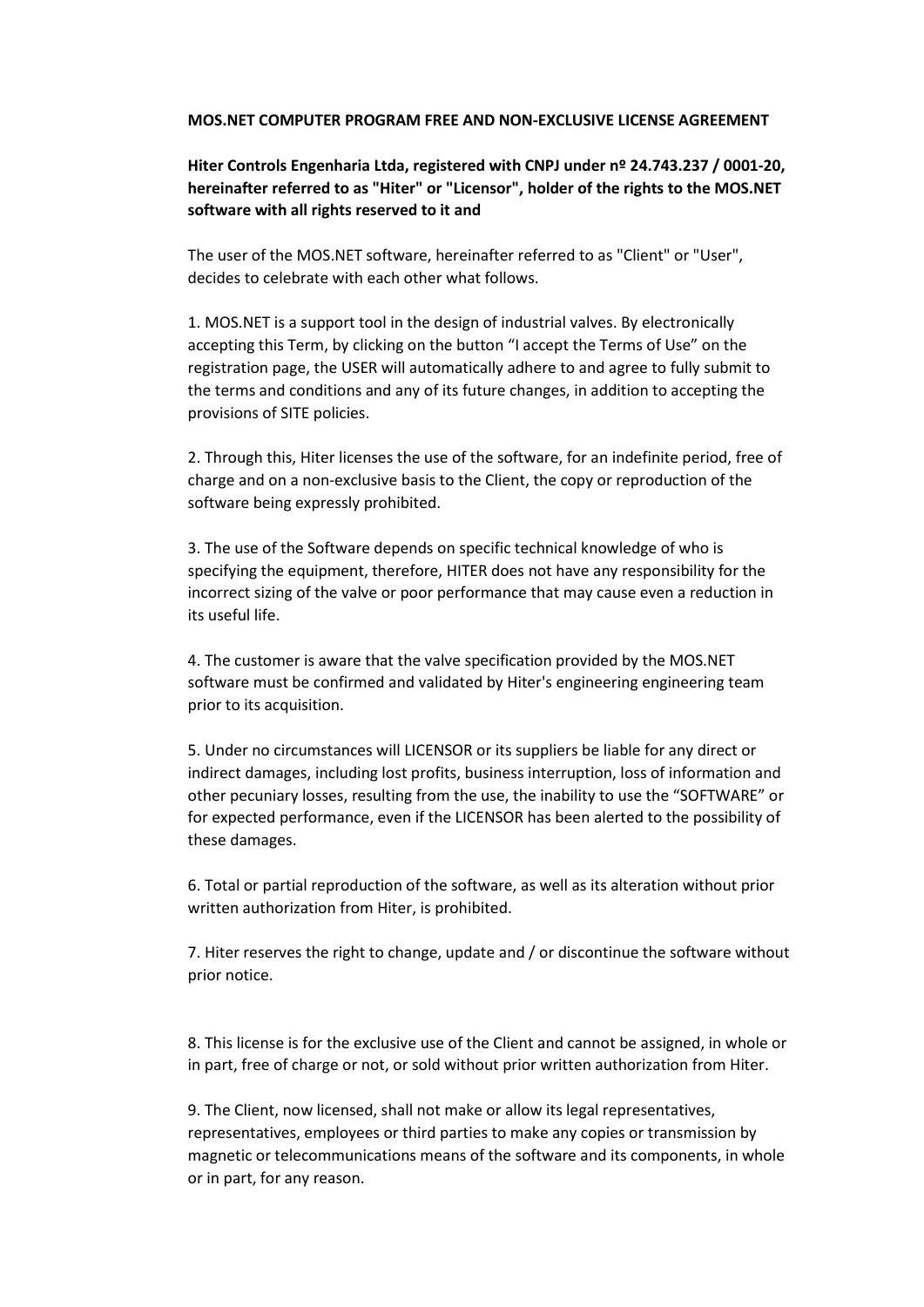**MOS.NET COMPUTER PROGRAM FREE AND NON-EXCLUSIVE LICENSE AGREEMENT**

**Hiter Controls Engenharia Ltda, registered with CNPJ under nº 24.743.237 / 0001-20, hereinafter referred to as "Hiter" or "Licensor", holder of the rights to the MOS.NET software with all rights reserved to it and**

The user of the MOS.NET software, hereinafter referred to as "Client" or "User", decides to celebrate with each other what follows.

1. MOS.NET is a support tool in the design of industrial valves. By electronically accepting this Term, by clicking on the button “I accept the Terms of Use” on the registration page, the USER will automatically adhere to and agree to fully submit to the terms and conditions and any of its future changes, in addition to accepting the provisions of SITE policies.

2. Through this, Hiter licenses the use of the software, for an indefinite period, free of charge and on a non-exclusive basis to the Client, the copy or reproduction of the software being expressly prohibited.

3. The use of the Software depends on specific technical knowledge of who is specifying the equipment, therefore, HITER does not have any responsibility for the incorrect sizing of the valve or poor performance that may cause even a reduction in its useful life.

4. The customer is aware that the valve specification provided by the MOS.NET software must be confirmed and validated by Hiter's engineering engineering team prior to its acquisition.

5. Under no circumstances will LICENSOR or its suppliers be liable for any direct or indirect damages, including lost profits, business interruption, loss of information and other pecuniary losses, resulting from the use, the inability to use the “SOFTWARE” or for expected performance, even if the LICENSOR has been alerted to the possibility of these damages.

6. Total or partial reproduction of the software, as well as its alteration without prior written authorization from Hiter, is prohibited.

7. Hiter reserves the right to change, update and / or discontinue the software without prior notice.

8. This license is for the exclusive use of the Client and cannot be assigned, in whole or in part, free of charge or not, or sold without prior written authorization from Hiter.

9. The Client, now licensed, shall not make or allow its legal representatives, representatives, employees or third parties to make any copies or transmission by magnetic or telecommunications means of the software and its components, in whole or in part, for any reason.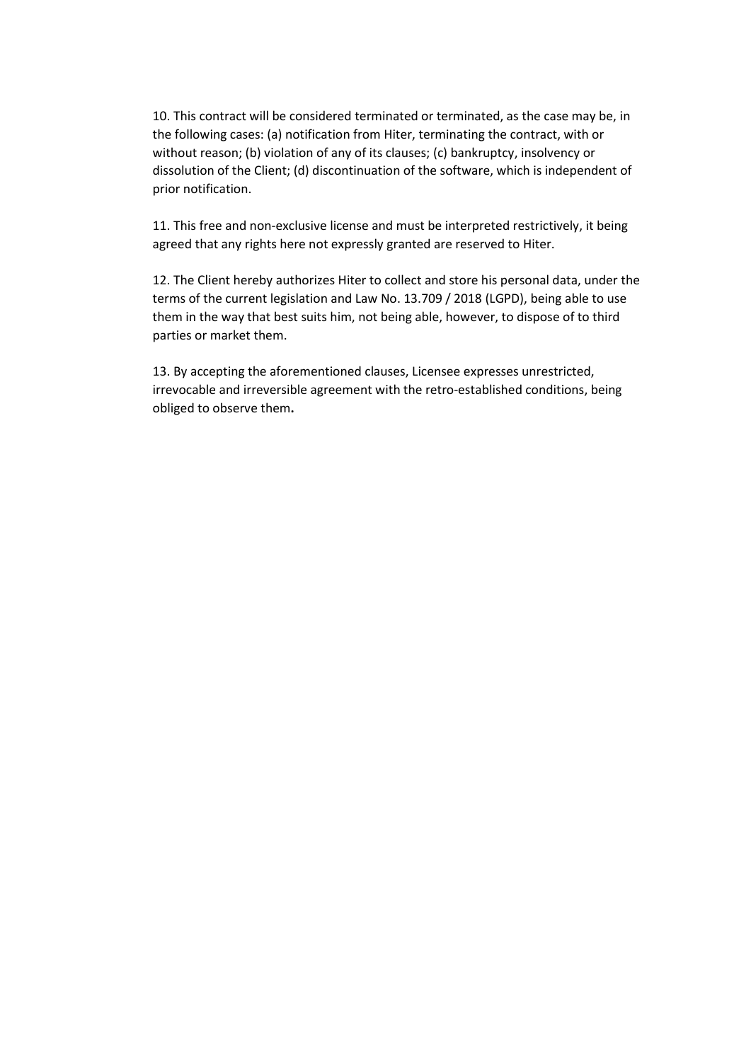10. This contract will be considered terminated or terminated, as the case may be, in the following cases: (a) notification from Hiter, terminating the contract, with or without reason; (b) violation of any of its clauses; (c) bankruptcy, insolvency or dissolution of the Client; (d) discontinuation of the software, which is independent of prior notification.

11. This free and non-exclusive license and must be interpreted restrictively, it being agreed that any rights here not expressly granted are reserved to Hiter.

12. The Client hereby authorizes Hiter to collect and store his personal data, under the terms of the current legislation and Law No. 13.709 / 2018 (LGPD), being able to use them in the way that best suits him, not being able, however, to dispose of to third parties or market them.

13. By accepting the aforementioned clauses, Licensee expresses unrestricted, irrevocable and irreversible agreement with the retro-established conditions, being obliged to observe them.